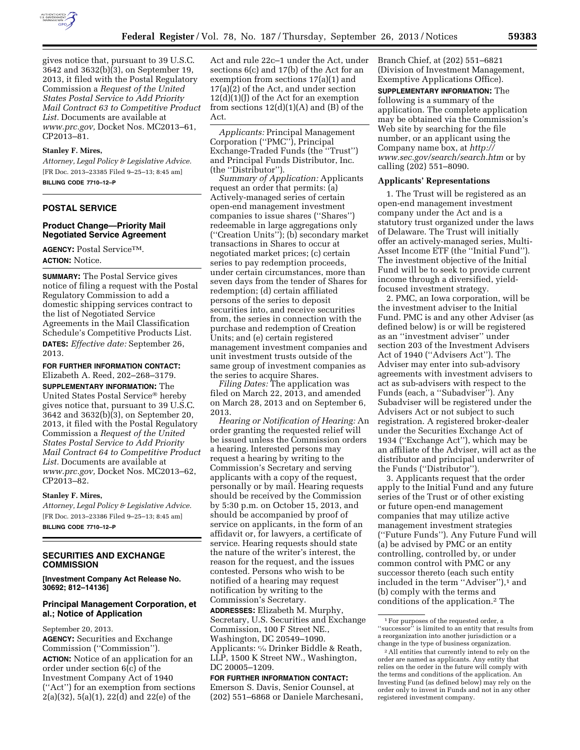gives notice that, pursuant to 39 U.S.C. 3642 and 3632(b)(3), on September 19, 2013, it filed with the Postal Regulatory Commission a *Request of the United States Postal Service to Add Priority Mail Contract 63 to Competitive Product List.* Documents are available at *www.prc.gov,* Docket Nos. MC2013–61, CP2013–81.

**Stanley F. Mires,**

*Attorney, Legal Policy & Legislative Advice.*

[FR Doc. 2013–23385 Filed 9–25–13; 8:45 am]

**BILLING CODE 7710–12–P**

## POSTAL SERVICE

### Product Change—Priority Mail Negotiated Service Agreement

**AGENCY:** Postal Service™.

**ACTION:** Notice.

**SUMMARY:** The Postal Service gives notice of filing a request with the Postal Regulatory Commission to add a domestic shipping services contract to the list of Negotiated Service Agreements in the Mail Classification Schedule's Competitive Products List.

**DATES:** *Effective date:* September 26, 2013.

**FOR FURTHER INFORMATION CONTACT:** Elizabeth A. Reed, 202–268–3179.

**SUPPLEMENTARY INFORMATION:** The United States Postal Service® hereby gives notice that, pursuant to 39 U.S.C. 3642 and 3632(b)(3), on September 20, 2013, it filed with the Postal Regulatory Commission a *Request of the United States Postal Service to Add Priority Mail Contract 64 to Competitive Product List.* Documents are available at *www.prc.gov,* Docket Nos. MC2013–62, CP2013–82.

**Stanley F. Mires,**

*Attorney, Legal Policy & Legislative Advice.*

[FR Doc. 2013–23386 Filed 9–25–13; 8:45 am]

**BILLING CODE 7710–12–P**

## SECURITIES AND EXCHANGE COMMISSION

**[Investment Company Act Release No. 30692; 812–14136]**

### Principal Management Corporation, et al.; Notice of Application

September 20, 2013.

**AGENCY:** Securities and Exchange Commission ("Commission").

**ACTION:** Notice of an application for an order under section 6(c) of the Investment Company Act of 1940 ("Act") for an exemption from sections 2(a)(32), 5(a)(1), 22(d) and 22(e) of the Act and rule 22c–1 under the Act, under sections 6(c) and 17(b) of the Act for an exemption from sections 17(a)(1) and 17(a)(2) of the Act, and under section 12(d)(1)(J) of the Act for an exemption from sections 12(d)(1)(A) and (B) of the Act.

*Applicants:* Principal Management Corporation ("PMC"), Principal Exchange-Traded Funds (the "Trust") and Principal Funds Distributor, Inc. (the "Distributor").

*Summary of Application:* Applicants request an order that permits: (a) Actively-managed series of certain open-end management investment companies to issue shares ("Shares") redeemable in large aggregations only ("Creation Units"); (b) secondary market transactions in Shares to occur at negotiated market prices; (c) certain series to pay redemption proceeds, under certain circumstances, more than seven days from the tender of Shares for redemption; (d) certain affiliated persons of the series to deposit securities into, and receive securities from, the series in connection with the purchase and redemption of Creation Units; and (e) certain registered management investment companies and unit investment trusts outside of the same group of investment companies as the series to acquire Shares.

*Filing Dates:* The application was filed on March 22, 2013, and amended on March 28, 2013 and on September 6, 2013.

*Hearing or Notification of Hearing:* An order granting the requested relief will be issued unless the Commission orders a hearing. Interested persons may request a hearing by writing to the Commission's Secretary and serving applicants with a copy of the request, personally or by mail. Hearing requests should be received by the Commission by 5:30 p.m. on October 15, 2013, and should be accompanied by proof of service on applicants, in the form of an affidavit or, for lawyers, a certificate of service. Hearing requests should state the nature of the writer's interest, the reason for the request, and the issues contested. Persons who wish to be notified of a hearing may request notification by writing to the Commission's Secretary.

**ADDRESSES:** Elizabeth M. Murphy, Secretary, U.S. Securities and Exchange Commission, 100 F Street NE., Washington, DC 20549–1090. Applicants: ℅ Drinker Biddle & Reath, LLP, 1500 K Street NW., Washington, DC 20005–1209.

**FOR FURTHER INFORMATION CONTACT:** Emerson S. Davis, Senior Counsel, at (202) 551–6868 or Daniele Marchesani, Branch Chief, at (202) 551–6821 (Division of Investment Management, Exemptive Applications Office).

**SUPPLEMENTARY INFORMATION:** The following is a summary of the application. The complete application may be obtained via the Commission's Web site by searching for the file number, or an applicant using the Company name box, at *http://www.sec.gov/search/search.htm* or by calling (202) 551–8090.

**Applicants' Representations**

1. The Trust will be registered as an open-end management investment company under the Act and is a statutory trust organized under the laws of Delaware. The Trust will initially offer an actively-managed series, Multi-Asset Income ETF (the "Initial Fund"). The investment objective of the Initial Fund will be to seek to provide current income through a diversified, yield-focused investment strategy.

2. PMC, an Iowa corporation, will be the investment adviser to the Initial Fund. PMC is and any other Adviser (as defined below) is or will be registered as an "investment adviser" under section 203 of the Investment Advisers Act of 1940 ("Advisers Act"). The Adviser may enter into sub-advisory agreements with investment advisers to act as sub-advisers with respect to the Funds (each, a "Subadviser"). Any Subadviser will be registered under the Advisers Act or not subject to such registration. A registered broker-dealer under the Securities Exchange Act of 1934 ("Exchange Act"), which may be an affiliate of the Adviser, will act as the distributor and principal underwriter of the Funds ("Distributor").

3. Applicants request that the order apply to the Initial Fund and any future series of the Trust or of other existing or future open-end management companies that may utilize active management investment strategies ("Future Funds"). Any Future Fund will (a) be advised by PMC or an entity controlling, controlled by, or under common control with PMC or any successor thereto (each such entity included in the term "Adviser"),[1] and (b) comply with the terms and conditions of the application.[2] The

[1] For purposes of the requested order, a "successor" is limited to an entity that results from a reorganization into another jurisdiction or a change in the type of business organization.

[2] All entities that currently intend to rely on the order are named as applicants. Any entity that relies on the order in the future will comply with the terms and conditions of the application. An Investing Fund (as defined below) may rely on the order only to invest in Funds and not in any other registered investment company.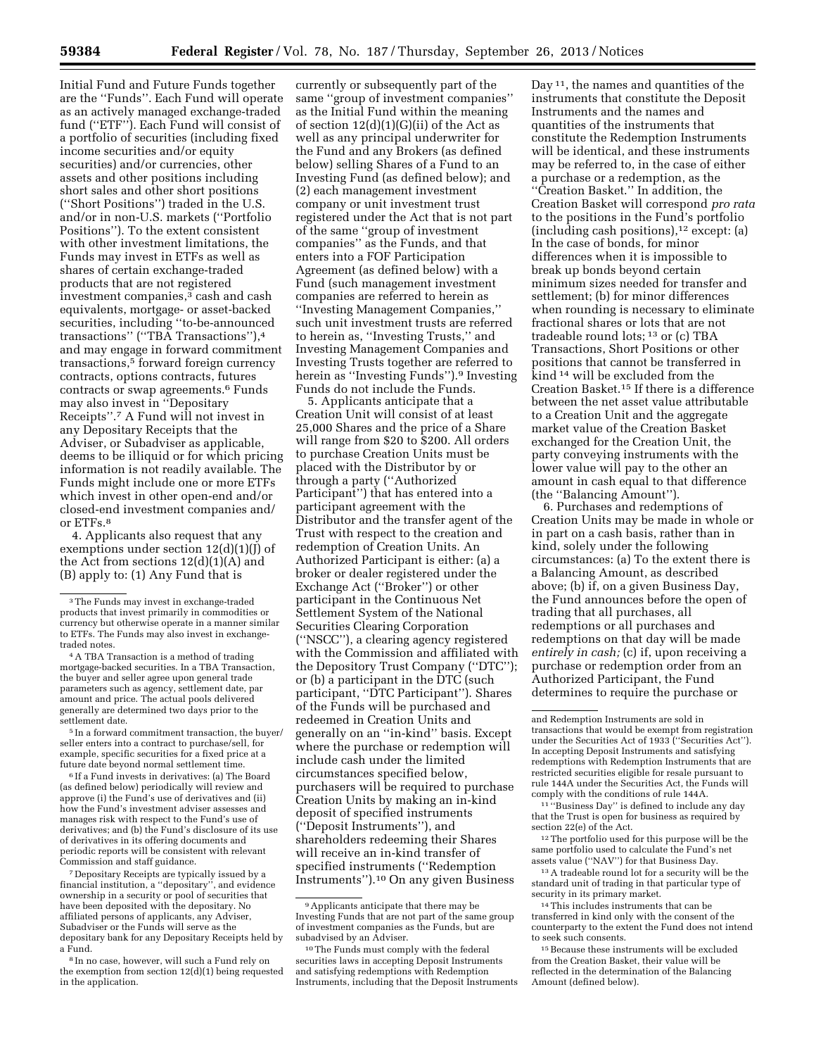Initial Fund and Future Funds together are the ''Funds''. Each Fund will operate as an actively managed exchange-traded fund (''ETF''). Each Fund will consist of a portfolio of securities (including fixed income securities and/or equity securities) and/or currencies, other assets and other positions including short sales and other short positions (''Short Positions'') traded in the U.S. and/or in non-U.S. markets (''Portfolio Positions''). To the extent consistent with other investment limitations, the Funds may invest in ETFs as well as shares of certain exchange-traded products that are not registered investment companies,[3] cash and cash equivalents, mortgage- or asset-backed securities, including ''to-be-announced transactions'' (''TBA Transactions''),[4] and may engage in forward commitment transactions,[5] forward foreign currency contracts, options contracts, futures contracts or swap agreements.[6] Funds may also invest in ''Depositary Receipts''.[7] A Fund will not invest in any Depositary Receipts that the Adviser, or Subadviser as applicable, deems to be illiquid or for which pricing information is not readily available. The Funds might include one or more ETFs which invest in other open-end and/or closed-end investment companies and/or ETFs.[8]

4. Applicants also request that any exemptions under section 12(d)(1)(J) of the Act from sections 12(d)(1)(A) and (B) apply to: (1) Any Fund that is currently or subsequently part of the same ''group of investment companies'' as the Initial Fund within the meaning of section 12(d)(1)(G)(ii) of the Act as well as any principal underwriter for the Fund and any Brokers (as defined below) selling Shares of a Fund to an Investing Fund (as defined below); and (2) each management investment company or unit investment trust registered under the Act that is not part of the same ''group of investment companies'' as the Funds, and that enters into a FOF Participation Agreement (as defined below) with a Fund (such management investment companies are referred to herein as ''Investing Management Companies,'' such unit investment trusts are referred to herein as, ''Investing Trusts,'' and Investing Management Companies and Investing Trusts together are referred to herein as ''Investing Funds'').[9] Investing Funds do not include the Funds.

5. Applicants anticipate that a Creation Unit will consist of at least 25,000 Shares and the price of a Share will range from $20 to $200. All orders to purchase Creation Units must be placed with the Distributor by or through a party (''Authorized Participant'') that has entered into a participant agreement with the Distributor and the transfer agent of the Trust with respect to the creation and redemption of Creation Units. An Authorized Participant is either: (a) a broker or dealer registered under the Exchange Act (''Broker'') or other participant in the Continuous Net Settlement System of the National Securities Clearing Corporation (''NSCC''), a clearing agency registered with the Commission and affiliated with the Depository Trust Company (''DTC''); or (b) a participant in the DTC (such participant, ''DTC Participant''). Shares of the Funds will be purchased and redeemed in Creation Units and generally on an ''in-kind'' basis. Except where the purchase or redemption will include cash under the limited circumstances specified below, purchasers will be required to purchase Creation Units by making an in-kind deposit of specified instruments (''Deposit Instruments''), and shareholders redeeming their Shares will receive an in-kind transfer of specified instruments (''Redemption Instruments'').[10] On any given Business Day[11], the names and quantities of the instruments that constitute the Deposit Instruments and the names and quantities of the instruments that constitute the Redemption Instruments will be identical, and these instruments may be referred to, in the case of either a purchase or a redemption, as the ''Creation Basket.'' In addition, the Creation Basket will correspond *pro rata* to the positions in the Fund's portfolio (including cash positions),[12] except: (a) In the case of bonds, for minor differences when it is impossible to break up bonds beyond certain minimum sizes needed for transfer and settlement; (b) for minor differences when rounding is necessary to eliminate fractional shares or lots that are not tradeable round lots; [13] or (c) TBA Transactions, Short Positions or other positions that cannot be transferred in kind [14] will be excluded from the Creation Basket.[15] If there is a difference between the net asset value attributable to a Creation Unit and the aggregate market value of the Creation Basket exchanged for the Creation Unit, the party conveying instruments with the lower value will pay to the other an amount in cash equal to that difference (the ''Balancing Amount'').

6. Purchases and redemptions of Creation Units may be made in whole or in part on a cash basis, rather than in kind, solely under the following circumstances: (a) To the extent there is a Balancing Amount, as described above; (b) if, on a given Business Day, the Fund announces before the open of trading that all purchases, all redemptions or all purchases and redemptions on that day will be made *entirely in cash;* (c) if, upon receiving a purchase or redemption order from an Authorized Participant, the Fund determines to require the purchase or

---

[3] The Funds may invest in exchange-traded products that invest primarily in commodities or currency but otherwise operate in a manner similar to ETFs. The Funds may also invest in exchange-traded notes.

[4] A TBA Transaction is a method of trading mortgage-backed securities. In a TBA Transaction, the buyer and seller agree upon general trade parameters such as agency, settlement date, par amount and price. The actual pools delivered generally are determined two days prior to the settlement date.

[5] In a forward commitment transaction, the buyer/seller enters into a contract to purchase/sell, for example, specific securities for a fixed price at a future date beyond normal settlement time.

[6] If a Fund invests in derivatives: (a) The Board (as defined below) periodically will review and approve (i) the Fund's use of derivatives and (ii) how the Fund's investment adviser assesses and manages risk with respect to the Fund's use of derivatives; and (b) the Fund's disclosure of its use of derivatives in its offering documents and periodic reports will be consistent with relevant Commission and staff guidance.

[7] Depositary Receipts are typically issued by a financial institution, a ''depositary'', and evidence ownership in a security or pool of securities that have been deposited with the depositary. No affiliated persons of applicants, any Adviser, Subadviser or the Funds will serve as the depositary bank for any Depositary Receipts held by a Fund.

[8] In no case, however, will such a Fund rely on the exemption from section 12(d)(1) being requested in the application.

[9] Applicants anticipate that there may be Investing Funds that are not part of the same group of investment companies as the Funds, but are subadvised by an Adviser.

[10] The Funds must comply with the federal securities laws in accepting Deposit Instruments and satisfying redemptions with Redemption Instruments, including that the Deposit Instruments and Redemption Instruments are sold in transactions that would be exempt from registration under the Securities Act of 1933 (''Securities Act''). In accepting Deposit Instruments and satisfying redemptions with Redemption Instruments that are restricted securities eligible for resale pursuant to rule 144A under the Securities Act, the Funds will comply with the conditions of rule 144A.

[11] ''Business Day'' is defined to include any day that the Trust is open for business as required by section 22(e) of the Act.

[12] The portfolio used for this purpose will be the same portfolio used to calculate the Fund's net assets value (''NAV'') for that Business Day.

[13] A tradeable round lot for a security will be the standard unit of trading in that particular type of security in its primary market.

[14] This includes instruments that can be transferred in kind only with the consent of the counterparty to the extent the Fund does not intend to seek such consents.

[15] Because these instruments will be excluded from the Creation Basket, their value will be reflected in the determination of the Balancing Amount (defined below).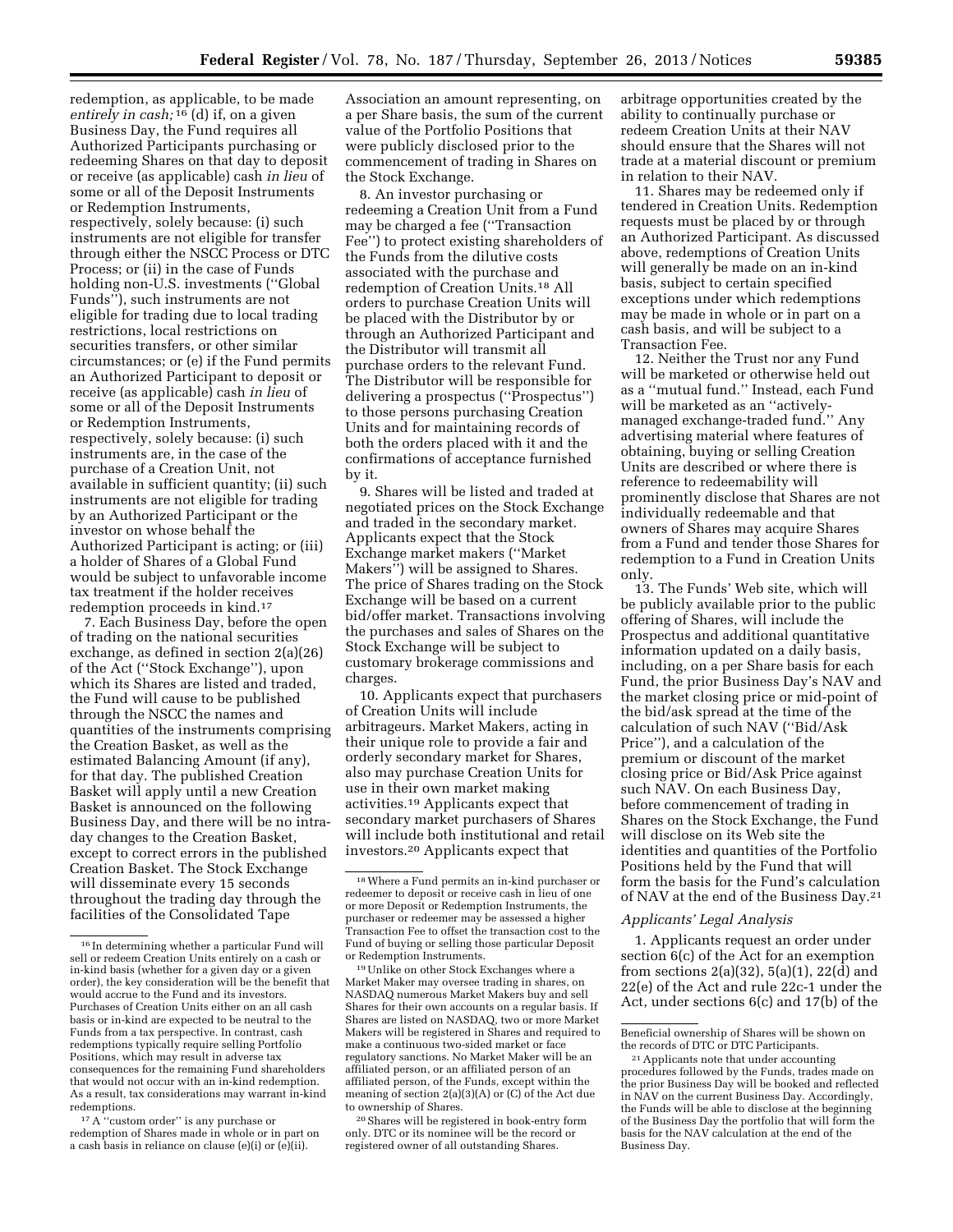redemption, as applicable, to be made *entirely in cash;* [16] (d) if, on a given Business Day, the Fund requires all Authorized Participants purchasing or redeeming Shares on that day to deposit or receive (as applicable) cash *in lieu* of some or all of the Deposit Instruments or Redemption Instruments, respectively, solely because: (i) such instruments are not eligible for transfer through either the NSCC Process or DTC Process; or (ii) in the case of Funds holding non-U.S. investments (''Global Funds''), such instruments are not eligible for trading due to local trading restrictions, local restrictions on securities transfers, or other similar circumstances; or (e) if the Fund permits an Authorized Participant to deposit or receive (as applicable) cash *in lieu* of some or all of the Deposit Instruments or Redemption Instruments, respectively, solely because: (i) such instruments are, in the case of the purchase of a Creation Unit, not available in sufficient quantity; (ii) such instruments are not eligible for trading by an Authorized Participant or the investor on whose behalf the Authorized Participant is acting; or (iii) a holder of Shares of a Global Fund would be subject to unfavorable income tax treatment if the holder receives redemption proceeds in kind.[17]

7. Each Business Day, before the open of trading on the national securities exchange, as defined in section 2(a)(26) of the Act (''Stock Exchange''), upon which its Shares are listed and traded, the Fund will cause to be published through the NSCC the names and quantities of the instruments comprising the Creation Basket, as well as the estimated Balancing Amount (if any), for that day. The published Creation Basket will apply until a new Creation Basket is announced on the following Business Day, and there will be no intra-day changes to the Creation Basket, except to correct errors in the published Creation Basket. The Stock Exchange will disseminate every 15 seconds throughout the trading day through the facilities of the Consolidated Tape Association an amount representing, on a per Share basis, the sum of the current value of the Portfolio Positions that were publicly disclosed prior to the commencement of trading in Shares on the Stock Exchange.

8. An investor purchasing or redeeming a Creation Unit from a Fund may be charged a fee (''Transaction Fee'') to protect existing shareholders of the Funds from the dilutive costs associated with the purchase and redemption of Creation Units.[18] All orders to purchase Creation Units will be placed with the Distributor by or through an Authorized Participant and the Distributor will transmit all purchase orders to the relevant Fund. The Distributor will be responsible for delivering a prospectus (''Prospectus'') to those persons purchasing Creation Units and for maintaining records of both the orders placed with it and the confirmations of acceptance furnished by it.

9. Shares will be listed and traded at negotiated prices on the Stock Exchange and traded in the secondary market. Applicants expect that the Stock Exchange market makers (''Market Makers'') will be assigned to Shares. The price of Shares trading on the Stock Exchange will be based on a current bid/offer market. Transactions involving the purchases and sales of Shares on the Stock Exchange will be subject to customary brokerage commissions and charges.

10. Applicants expect that purchasers of Creation Units will include arbitrageurs. Market Makers, acting in their unique role to provide a fair and orderly secondary market for Shares, also may purchase Creation Units for use in their own market making activities.[19] Applicants expect that secondary market purchasers of Shares will include both institutional and retail investors.[20] Applicants expect that arbitrage opportunities created by the ability to continually purchase or redeem Creation Units at their NAV should ensure that the Shares will not trade at a material discount or premium in relation to their NAV.

11. Shares may be redeemed only if tendered in Creation Units. Redemption requests must be placed by or through an Authorized Participant. As discussed above, redemptions of Creation Units will generally be made on an in-kind basis, subject to certain specified exceptions under which redemptions may be made in whole or in part on a cash basis, and will be subject to a Transaction Fee.

12. Neither the Trust nor any Fund will be marketed or otherwise held out as a ''mutual fund.'' Instead, each Fund will be marketed as an ''actively-managed exchange-traded fund.'' Any advertising material where features of obtaining, buying or selling Creation Units are described or where there is reference to redeemability will prominently disclose that Shares are not individually redeemable and that owners of Shares may acquire Shares from a Fund and tender those Shares for redemption to a Fund in Creation Units only.

13. The Funds' Web site, which will be publicly available prior to the public offering of Shares, will include the Prospectus and additional quantitative information updated on a daily basis, including, on a per Share basis for each Fund, the prior Business Day's NAV and the market closing price or mid-point of the bid/ask spread at the time of the calculation of such NAV (''Bid/Ask Price''), and a calculation of the premium or discount of the market closing price or Bid/Ask Price against such NAV. On each Business Day, before commencement of trading in Shares on the Stock Exchange, the Fund will disclose on its Web site the identities and quantities of the Portfolio Positions held by the Fund that will form the basis for the Fund's calculation of NAV at the end of the Business Day.[21]

### *Applicants' Legal Analysis*

1. Applicants request an order under section 6(c) of the Act for an exemption from sections 2(a)(32), 5(a)(1), 22(d) and 22(e) of the Act and rule 22c-1 under the Act, under sections 6(c) and 17(b) of the

---

[16] In determining whether a particular Fund will sell or redeem Creation Units entirely on a cash or in-kind basis (whether for a given day or a given order), the key consideration will be the benefit that would accrue to the Fund and its investors. Purchases of Creation Units either on an all cash basis or in-kind are expected to be neutral to the Funds from a tax perspective. In contrast, cash redemptions typically require selling Portfolio Positions, which may result in adverse tax consequences for the remaining Fund shareholders that would not occur with an in-kind redemption. As a result, tax considerations may warrant in-kind redemptions.

[17] A ''custom order'' is any purchase or redemption of Shares made in whole or in part on a cash basis in reliance on clause (e)(i) or (e)(ii).

[18] Where a Fund permits an in-kind purchaser or redeemer to deposit or receive cash in lieu of one or more Deposit or Redemption Instruments, the purchaser or redeemer may be assessed a higher Transaction Fee to offset the transaction cost to the Fund of buying or selling those particular Deposit or Redemption Instruments.

[19] Unlike on other Stock Exchanges where a Market Maker may oversee trading in shares, on NASDAQ numerous Market Makers buy and sell Shares for their own accounts on a regular basis. If Shares are listed on NASDAQ, two or more Market Makers will be registered in Shares and required to make a continuous two-sided market or face regulatory sanctions. No Market Maker will be an affiliated person, or an affiliated person of an affiliated person, of the Funds, except within the meaning of section 2(a)(3)(A) or (C) of the Act due to ownership of Shares.

[20] Shares will be registered in book-entry form only. DTC or its nominee will be the record or registered owner of all outstanding Shares. Beneficial ownership of Shares will be shown on the records of DTC or DTC Participants.

[21] Applicants note that under accounting procedures followed by the Funds, trades made on the prior Business Day will be booked and reflected in NAV on the current Business Day. Accordingly, the Funds will be able to disclose at the beginning of the Business Day the portfolio that will form the basis for the NAV calculation at the end of the Business Day.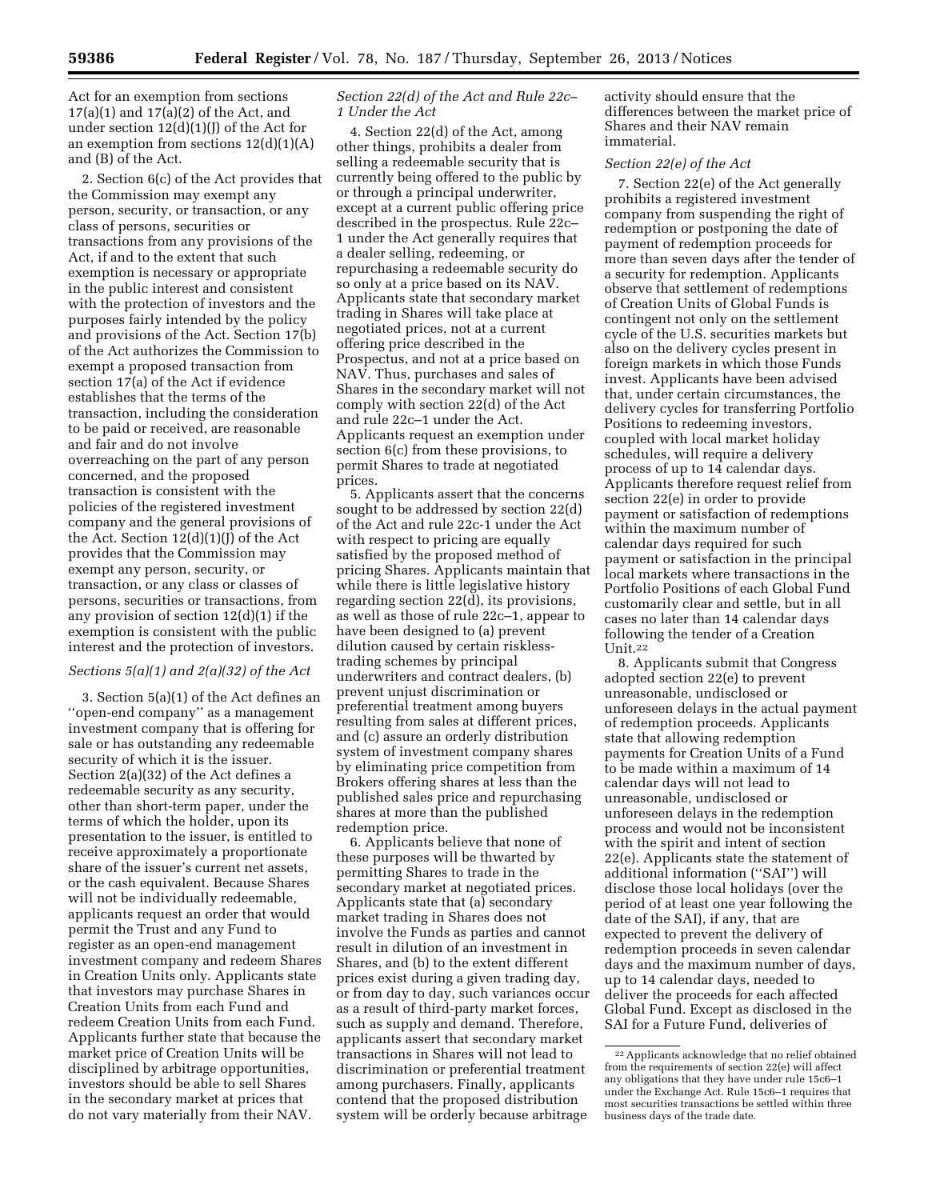Act for an exemption from sections 17(a)(1) and 17(a)(2) of the Act, and under section 12(d)(1)(J) of the Act for an exemption from sections 12(d)(1)(A) and (B) of the Act.

2. Section 6(c) of the Act provides that the Commission may exempt any person, security, or transaction, or any class of persons, securities or transactions from any provisions of the Act, if and to the extent that such exemption is necessary or appropriate in the public interest and consistent with the protection of investors and the purposes fairly intended by the policy and provisions of the Act. Section 17(b) of the Act authorizes the Commission to exempt a proposed transaction from section 17(a) of the Act if evidence establishes that the terms of the transaction, including the consideration to be paid or received, are reasonable and fair and do not involve overreaching on the part of any person concerned, and the proposed transaction is consistent with the policies of the registered investment company and the general provisions of the Act. Section 12(d)(1)(J) of the Act provides that the Commission may exempt any person, security, or transaction, or any class or classes of persons, securities or transactions, from any provision of section 12(d)(1) if the exemption is consistent with the public interest and the protection of investors.

*Sections 5(a)(1) and 2(a)(32) of the Act*

3. Section 5(a)(1) of the Act defines an ''open-end company'' as a management investment company that is offering for sale or has outstanding any redeemable security of which it is the issuer. Section 2(a)(32) of the Act defines a redeemable security as any security, other than short-term paper, under the terms of which the holder, upon its presentation to the issuer, is entitled to receive approximately a proportionate share of the issuer's current net assets, or the cash equivalent. Because Shares will not be individually redeemable, applicants request an order that would permit the Trust and any Fund to register as an open-end management investment company and redeem Shares in Creation Units only. Applicants state that investors may purchase Shares in Creation Units from each Fund and redeem Creation Units from each Fund. Applicants further state that because the market price of Creation Units will be disciplined by arbitrage opportunities, investors should be able to sell Shares in the secondary market at prices that do not vary materially from their NAV.

*Section 22(d) of the Act and Rule 22c–1 Under the Act*

4. Section 22(d) of the Act, among other things, prohibits a dealer from selling a redeemable security that is currently being offered to the public by or through a principal underwriter, except at a current public offering price described in the prospectus. Rule 22c–1 under the Act generally requires that a dealer selling, redeeming, or repurchasing a redeemable security do so only at a price based on its NAV. Applicants state that secondary market trading in Shares will take place at negotiated prices, not at a current offering price described in the Prospectus, and not at a price based on NAV. Thus, purchases and sales of Shares in the secondary market will not comply with section 22(d) of the Act and rule 22c–1 under the Act. Applicants request an exemption under section 6(c) from these provisions, to permit Shares to trade at negotiated prices.

5. Applicants assert that the concerns sought to be addressed by section 22(d) of the Act and rule 22c-1 under the Act with respect to pricing are equally satisfied by the proposed method of pricing Shares. Applicants maintain that while there is little legislative history regarding section 22(d), its provisions, as well as those of rule 22c–1, appear to have been designed to (a) prevent dilution caused by certain riskless-trading schemes by principal underwriters and contract dealers, (b) prevent unjust discrimination or preferential treatment among buyers resulting from sales at different prices, and (c) assure an orderly distribution system of investment company shares by eliminating price competition from Brokers offering shares at less than the published sales price and repurchasing shares at more than the published redemption price.

6. Applicants believe that none of these purposes will be thwarted by permitting Shares to trade in the secondary market at negotiated prices. Applicants state that (a) secondary market trading in Shares does not involve the Funds as parties and cannot result in dilution of an investment in Shares, and (b) to the extent different prices exist during a given trading day, or from day to day, such variances occur as a result of third-party market forces, such as supply and demand. Therefore, applicants assert that secondary market transactions in Shares will not lead to discrimination or preferential treatment among purchasers. Finally, applicants contend that the proposed distribution system will be orderly because arbitrage activity should ensure that the differences between the market price of Shares and their NAV remain immaterial.

*Section 22(e) of the Act*

7. Section 22(e) of the Act generally prohibits a registered investment company from suspending the right of redemption or postponing the date of payment of redemption proceeds for more than seven days after the tender of a security for redemption. Applicants observe that settlement of redemptions of Creation Units of Global Funds is contingent not only on the settlement cycle of the U.S. securities markets but also on the delivery cycles present in foreign markets in which those Funds invest. Applicants have been advised that, under certain circumstances, the delivery cycles for transferring Portfolio Positions to redeeming investors, coupled with local market holiday schedules, will require a delivery process of up to 14 calendar days. Applicants therefore request relief from section 22(e) in order to provide payment or satisfaction of redemptions within the maximum number of calendar days required for such payment or satisfaction in the principal local markets where transactions in the Portfolio Positions of each Global Fund customarily clear and settle, but in all cases no later than 14 calendar days following the tender of a Creation Unit.[22]

8. Applicants submit that Congress adopted section 22(e) to prevent unreasonable, undisclosed or unforeseen delays in the actual payment of redemption proceeds. Applicants state that allowing redemption payments for Creation Units of a Fund to be made within a maximum of 14 calendar days will not lead to unreasonable, undisclosed or unforeseen delays in the redemption process and would not be inconsistent with the spirit and intent of section 22(e). Applicants state the statement of additional information (''SAI'') will disclose those local holidays (over the period of at least one year following the date of the SAI), if any, that are expected to prevent the delivery of redemption proceeds in seven calendar days and the maximum number of days, up to 14 calendar days, needed to deliver the proceeds for each affected Global Fund. Except as disclosed in the SAI for a Future Fund, deliveries of

[22] Applicants acknowledge that no relief obtained from the requirements of section 22(e) will affect any obligations that they have under rule 15c6–1 under the Exchange Act. Rule 15c6–1 requires that most securities transactions be settled within three business days of the trade date.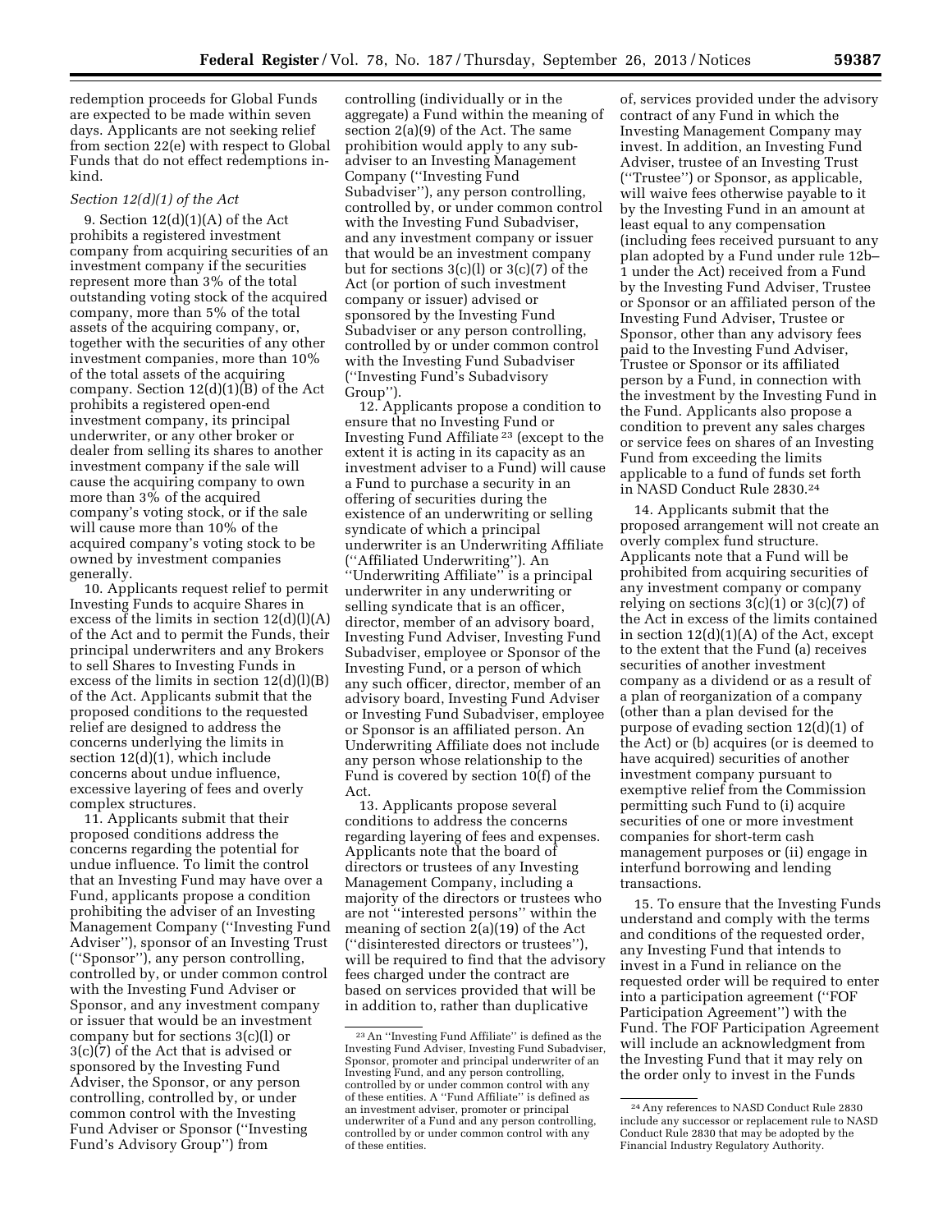redemption proceeds for Global Funds are expected to be made within seven days. Applicants are not seeking relief from section 22(e) with respect to Global Funds that do not effect redemptions in-kind.

*Section 12(d)(1) of the Act*

9. Section 12(d)(1)(A) of the Act prohibits a registered investment company from acquiring securities of an investment company if the securities represent more than 3% of the total outstanding voting stock of the acquired company, more than 5% of the total assets of the acquiring company, or, together with the securities of any other investment companies, more than 10% of the total assets of the acquiring company. Section 12(d)(1)(B) of the Act prohibits a registered open-end investment company, its principal underwriter, or any other broker or dealer from selling its shares to another investment company if the sale will cause the acquiring company to own more than 3% of the acquired company's voting stock, or if the sale will cause more than 10% of the acquired company's voting stock to be owned by investment companies generally.

10. Applicants request relief to permit Investing Funds to acquire Shares in excess of the limits in section 12(d)(l)(A) of the Act and to permit the Funds, their principal underwriters and any Brokers to sell Shares to Investing Funds in excess of the limits in section 12(d)(l)(B) of the Act. Applicants submit that the proposed conditions to the requested relief are designed to address the concerns underlying the limits in section 12(d)(1), which include concerns about undue influence, excessive layering of fees and overly complex structures.

11. Applicants submit that their proposed conditions address the concerns regarding the potential for undue influence. To limit the control that an Investing Fund may have over a Fund, applicants propose a condition prohibiting the adviser of an Investing Management Company (''Investing Fund Adviser''), sponsor of an Investing Trust (''Sponsor''), any person controlling, controlled by, or under common control with the Investing Fund Adviser or Sponsor, and any investment company or issuer that would be an investment company but for sections 3(c)(l) or 3(c)(7) of the Act that is advised or sponsored by the Investing Fund Adviser, the Sponsor, or any person controlling, controlled by, or under common control with the Investing Fund Adviser or Sponsor (''Investing Fund's Advisory Group'') from controlling (individually or in the aggregate) a Fund within the meaning of section 2(a)(9) of the Act. The same prohibition would apply to any sub-adviser to an Investing Management Company (''Investing Fund Subadviser''), any person controlling, controlled by, or under common control with the Investing Fund Subadviser, and any investment company or issuer that would be an investment company but for sections 3(c)(l) or 3(c)(7) of the Act (or portion of such investment company or issuer) advised or sponsored by the Investing Fund Subadviser or any person controlling, controlled by or under common control with the Investing Fund Subadviser (''Investing Fund's Subadvisory Group'').

12. Applicants propose a condition to ensure that no Investing Fund or Investing Fund Affiliate[23] (except to the extent it is acting in its capacity as an investment adviser to a Fund) will cause a Fund to purchase a security in an offering of securities during the existence of an underwriting or selling syndicate of which a principal underwriter is an Underwriting Affiliate (''Affiliated Underwriting''). An ''Underwriting Affiliate'' is a principal underwriter in any underwriting or selling syndicate that is an officer, director, member of an advisory board, Investing Fund Adviser, Investing Fund Subadviser, employee or Sponsor of the Investing Fund, or a person of which any such officer, director, member of an advisory board, Investing Fund Adviser or Investing Fund Subadviser, employee or Sponsor is an affiliated person. An Underwriting Affiliate does not include any person whose relationship to the Fund is covered by section 10(f) of the Act.

13. Applicants propose several conditions to address the concerns regarding layering of fees and expenses. Applicants note that the board of directors or trustees of any Investing Management Company, including a majority of the directors or trustees who are not ''interested persons'' within the meaning of section 2(a)(19) of the Act (''disinterested directors or trustees''), will be required to find that the advisory fees charged under the contract are based on services provided that will be in addition to, rather than duplicative of, services provided under the advisory contract of any Fund in which the Investing Management Company may invest. In addition, an Investing Fund Adviser, trustee of an Investing Trust (''Trustee'') or Sponsor, as applicable, will waive fees otherwise payable to it by the Investing Fund in an amount at least equal to any compensation (including fees received pursuant to any plan adopted by a Fund under rule 12b–1 under the Act) received from a Fund by the Investing Fund Adviser, Trustee or Sponsor or an affiliated person of the Investing Fund Adviser, Trustee or Sponsor, other than any advisory fees paid to the Investing Fund Adviser, Trustee or Sponsor or its affiliated person by a Fund, in connection with the investment by the Investing Fund in the Fund. Applicants also propose a condition to prevent any sales charges or service fees on shares of an Investing Fund from exceeding the limits applicable to a fund of funds set forth in NASD Conduct Rule 2830.[24]

14. Applicants submit that the proposed arrangement will not create an overly complex fund structure. Applicants note that a Fund will be prohibited from acquiring securities of any investment company or company relying on sections 3(c)(1) or 3(c)(7) of the Act in excess of the limits contained in section 12(d)(1)(A) of the Act, except to the extent that the Fund (a) receives securities of another investment company as a dividend or as a result of a plan of reorganization of a company (other than a plan devised for the purpose of evading section 12(d)(1) of the Act) or (b) acquires (or is deemed to have acquired) securities of another investment company pursuant to exemptive relief from the Commission permitting such Fund to (i) acquire securities of one or more investment companies for short-term cash management purposes or (ii) engage in interfund borrowing and lending transactions.

15. To ensure that the Investing Funds understand and comply with the terms and conditions of the requested order, any Investing Fund that intends to invest in a Fund in reliance on the requested order will be required to enter into a participation agreement (''FOF Participation Agreement'') with the Fund. The FOF Participation Agreement will include an acknowledgment from the Investing Fund that it may rely on the order only to invest in the Funds

---

[23] An ''Investing Fund Affiliate'' is defined as the Investing Fund Adviser, Investing Fund Subadviser, Sponsor, promoter and principal underwriter of an Investing Fund, and any person controlling, controlled by or under common control with any of these entities. A ''Fund Affiliate'' is defined as an investment adviser, promoter or principal underwriter of a Fund and any person controlling, controlled by or under common control with any of these entities.

[24] Any references to NASD Conduct Rule 2830 include any successor or replacement rule to NASD Conduct Rule 2830 that may be adopted by the Financial Industry Regulatory Authority.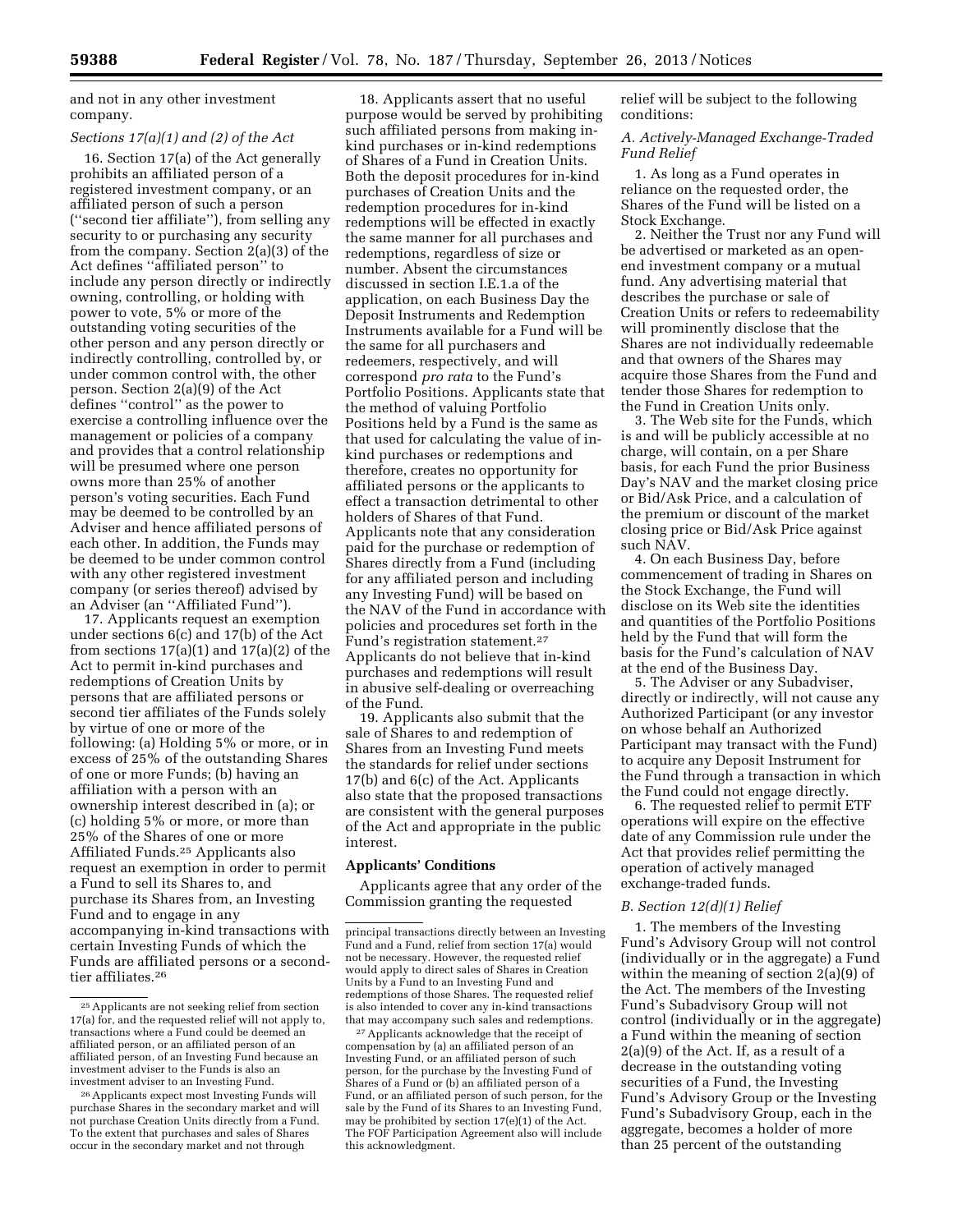and not in any other investment company.

### *Sections 17(a)(1) and (2) of the Act*

16. Section 17(a) of the Act generally prohibits an affiliated person of a registered investment company, or an affiliated person of such a person (''second tier affiliate''), from selling any security to or purchasing any security from the company. Section 2(a)(3) of the Act defines ''affiliated person'' to include any person directly or indirectly owning, controlling, or holding with power to vote, 5% or more of the outstanding voting securities of the other person and any person directly or indirectly controlling, controlled by, or under common control with, the other person. Section 2(a)(9) of the Act defines ''control'' as the power to exercise a controlling influence over the management or policies of a company and provides that a control relationship will be presumed where one person owns more than 25% of another person's voting securities. Each Fund may be deemed to be controlled by an Adviser and hence affiliated persons of each other. In addition, the Funds may be deemed to be under common control with any other registered investment company (or series thereof) advised by an Adviser (an ''Affiliated Fund'').

17. Applicants request an exemption under sections 6(c) and 17(b) of the Act from sections 17(a)(1) and 17(a)(2) of the Act to permit in-kind purchases and redemptions of Creation Units by persons that are affiliated persons or second tier affiliates of the Funds solely by virtue of one or more of the following: (a) Holding 5% or more, or in excess of 25% of the outstanding Shares of one or more Funds; (b) having an affiliation with a person with an ownership interest described in (a); or (c) holding 5% or more, or more than 25% of the Shares of one or more Affiliated Funds.[25] Applicants also request an exemption in order to permit a Fund to sell its Shares to, and purchase its Shares from, an Investing Fund and to engage in any accompanying in-kind transactions with certain Investing Funds of which the Funds are affiliated persons or a second-tier affiliates.[26]

18. Applicants assert that no useful purpose would be served by prohibiting such affiliated persons from making in-kind purchases or in-kind redemptions of Shares of a Fund in Creation Units. Both the deposit procedures for in-kind purchases of Creation Units and the redemption procedures for in-kind redemptions will be effected in exactly the same manner for all purchases and redemptions, regardless of size or number. Absent the circumstances discussed in section I.E.1.a of the application, on each Business Day the Deposit Instruments and Redemption Instruments available for a Fund will be the same for all purchasers and redeemers, respectively, and will correspond *pro rata* to the Fund's Portfolio Positions. Applicants state that the method of valuing Portfolio Positions held by a Fund is the same as that used for calculating the value of in-kind purchases or redemptions and therefore, creates no opportunity for affiliated persons or the applicants to effect a transaction detrimental to other holders of Shares of that Fund. Applicants note that any consideration paid for the purchase or redemption of Shares directly from a Fund (including for any affiliated person and including any Investing Fund) will be based on the NAV of the Fund in accordance with policies and procedures set forth in the Fund's registration statement.[27] Applicants do not believe that in-kind purchases and redemptions will result in abusive self-dealing or overreaching of the Fund.

19. Applicants also submit that the sale of Shares to and redemption of Shares from an Investing Fund meets the standards for relief under sections 17(b) and 6(c) of the Act. Applicants also state that the proposed transactions are consistent with the general purposes of the Act and appropriate in the public interest.

## Applicants' Conditions

Applicants agree that any order of the Commission granting the requested relief will be subject to the following conditions:

### *A. Actively-Managed Exchange-Traded Fund Relief*

1. As long as a Fund operates in reliance on the requested order, the Shares of the Fund will be listed on a Stock Exchange.

2. Neither the Trust nor any Fund will be advertised or marketed as an open-end investment company or a mutual fund. Any advertising material that describes the purchase or sale of Creation Units or refers to redeemability will prominently disclose that the Shares are not individually redeemable and that owners of the Shares may acquire those Shares from the Fund and tender those Shares for redemption to the Fund in Creation Units only.

3. The Web site for the Funds, which is and will be publicly accessible at no charge, will contain, on a per Share basis, for each Fund the prior Business Day's NAV and the market closing price or Bid/Ask Price, and a calculation of the premium or discount of the market closing price or Bid/Ask Price against such NAV.

4. On each Business Day, before commencement of trading in Shares on the Stock Exchange, the Fund will disclose on its Web site the identities and quantities of the Portfolio Positions held by the Fund that will form the basis for the Fund's calculation of NAV at the end of the Business Day.

5. The Adviser or any Subadviser, directly or indirectly, will not cause any Authorized Participant (or any investor on whose behalf an Authorized Participant may transact with the Fund) to acquire any Deposit Instrument for the Fund through a transaction in which the Fund could not engage directly.

6. The requested relief to permit ETF operations will expire on the effective date of any Commission rule under the Act that provides relief permitting the operation of actively managed exchange-traded funds.

### *B. Section 12(d)(1) Relief*

1. The members of the Investing Fund's Advisory Group will not control (individually or in the aggregate) a Fund within the meaning of section 2(a)(9) of the Act. The members of the Investing Fund's Subadvisory Group will not control (individually or in the aggregate) a Fund within the meaning of section 2(a)(9) of the Act. If, as a result of a decrease in the outstanding voting securities of a Fund, the Investing Fund's Advisory Group or the Investing Fund's Subadvisory Group, each in the aggregate, becomes a holder of more than 25 percent of the outstanding

---

[25] Applicants are not seeking relief from section 17(a) for, and the requested relief will not apply to, transactions where a Fund could be deemed an affiliated person, or an affiliated person of an affiliated person, of an Investing Fund because an investment adviser to the Funds is also an investment adviser to an Investing Fund.

[26] Applicants expect most Investing Funds will purchase Shares in the secondary market and will not purchase Creation Units directly from a Fund. To the extent that purchases and sales of Shares occur in the secondary market and not through principal transactions directly between an Investing Fund and a Fund, relief from section 17(a) would not be necessary. However, the requested relief would apply to direct sales of Shares in Creation Units by a Fund to an Investing Fund and redemptions of those Shares. The requested relief is also intended to cover any in-kind transactions that may accompany such sales and redemptions.

[27] Applicants acknowledge that the receipt of compensation by (a) an affiliated person of an Investing Fund, or an affiliated person of such person, for the purchase by the Investing Fund of Shares of a Fund or (b) an affiliated person of a Fund, or an affiliated person of such person, for the sale by the Fund of its Shares to an Investing Fund, may be prohibited by section 17(e)(1) of the Act. The FOF Participation Agreement also will include this acknowledgment.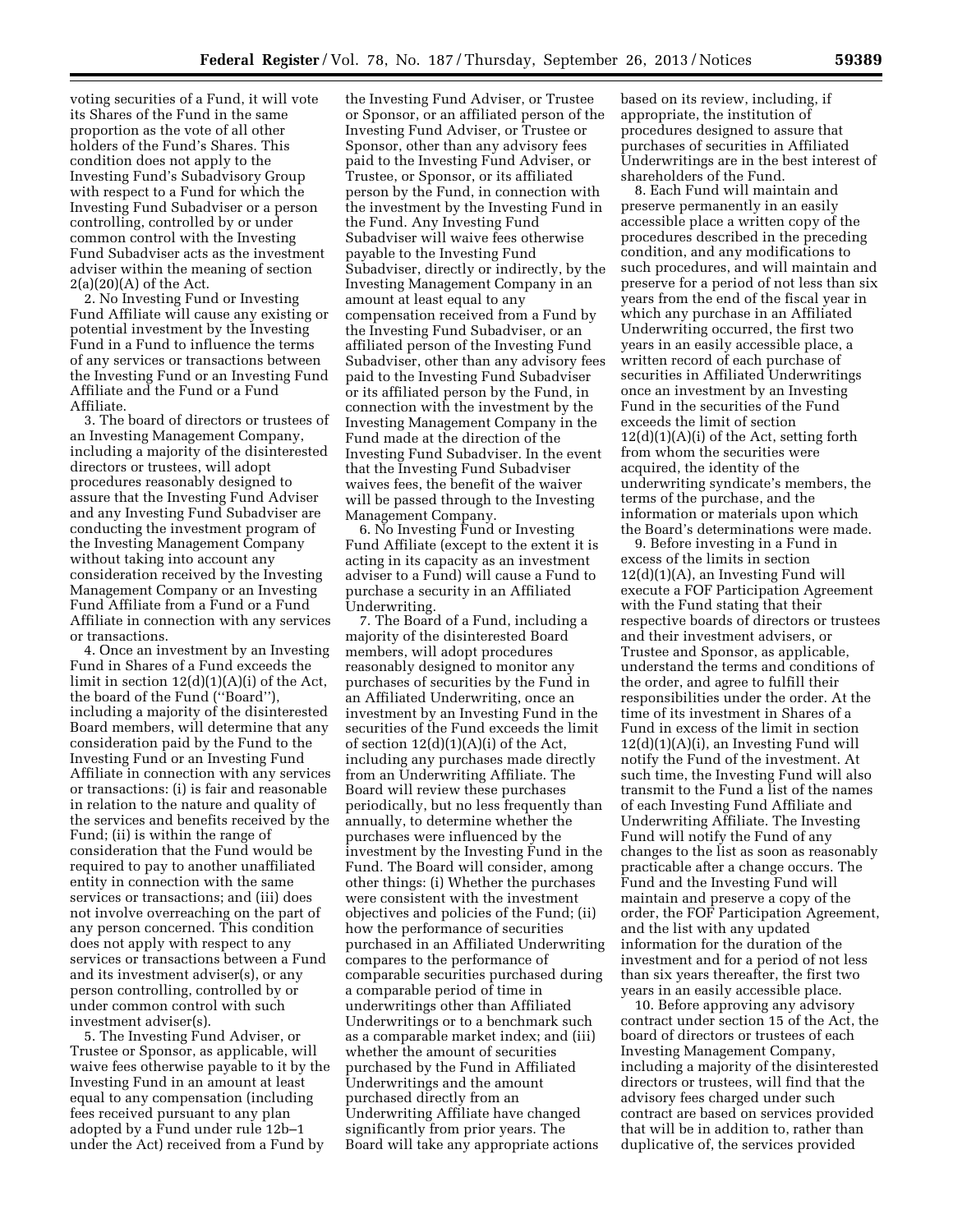voting securities of a Fund, it will vote its Shares of the Fund in the same proportion as the vote of all other holders of the Fund's Shares. This condition does not apply to the Investing Fund's Subadvisory Group with respect to a Fund for which the Investing Fund Subadviser or a person controlling, controlled by or under common control with the Investing Fund Subadviser acts as the investment adviser within the meaning of section 2(a)(20)(A) of the Act.

2. No Investing Fund or Investing Fund Affiliate will cause any existing or potential investment by the Investing Fund in a Fund to influence the terms of any services or transactions between the Investing Fund or an Investing Fund Affiliate and the Fund or a Fund Affiliate.

3. The board of directors or trustees of an Investing Management Company, including a majority of the disinterested directors or trustees, will adopt procedures reasonably designed to assure that the Investing Fund Adviser and any Investing Fund Subadviser are conducting the investment program of the Investing Management Company without taking into account any consideration received by the Investing Management Company or an Investing Fund Affiliate from a Fund or a Fund Affiliate in connection with any services or transactions.

4. Once an investment by an Investing Fund in Shares of a Fund exceeds the limit in section 12(d)(1)(A)(i) of the Act, the board of the Fund (''Board''), including a majority of the disinterested Board members, will determine that any consideration paid by the Fund to the Investing Fund or an Investing Fund Affiliate in connection with any services or transactions: (i) is fair and reasonable in relation to the nature and quality of the services and benefits received by the Fund; (ii) is within the range of consideration that the Fund would be required to pay to another unaffiliated entity in connection with the same services or transactions; and (iii) does not involve overreaching on the part of any person concerned. This condition does not apply with respect to any services or transactions between a Fund and its investment adviser(s), or any person controlling, controlled by or under common control with such investment adviser(s).

5. The Investing Fund Adviser, or Trustee or Sponsor, as applicable, will waive fees otherwise payable to it by the Investing Fund in an amount at least equal to any compensation (including fees received pursuant to any plan adopted by a Fund under rule 12b–1 under the Act) received from a Fund by the Investing Fund Adviser, or Trustee or Sponsor, or an affiliated person of the Investing Fund Adviser, or Trustee or Sponsor, other than any advisory fees paid to the Investing Fund Adviser, or Trustee, or Sponsor, or its affiliated person by the Fund, in connection with the investment by the Investing Fund in the Fund. Any Investing Fund Subadviser will waive fees otherwise payable to the Investing Fund Subadviser, directly or indirectly, by the Investing Management Company in an amount at least equal to any compensation received from a Fund by the Investing Fund Subadviser, or an affiliated person of the Investing Fund Subadviser, other than any advisory fees paid to the Investing Fund Subadviser or its affiliated person by the Fund, in connection with the investment by the Investing Management Company in the Fund made at the direction of the Investing Fund Subadviser. In the event that the Investing Fund Subadviser waives fees, the benefit of the waiver will be passed through to the Investing Management Company.

6. No Investing Fund or Investing Fund Affiliate (except to the extent it is acting in its capacity as an investment adviser to a Fund) will cause a Fund to purchase a security in an Affiliated Underwriting.

7. The Board of a Fund, including a majority of the disinterested Board members, will adopt procedures reasonably designed to monitor any purchases of securities by the Fund in an Affiliated Underwriting, once an investment by an Investing Fund in the securities of the Fund exceeds the limit of section 12(d)(1)(A)(i) of the Act, including any purchases made directly from an Underwriting Affiliate. The Board will review these purchases periodically, but no less frequently than annually, to determine whether the purchases were influenced by the investment by the Investing Fund in the Fund. The Board will consider, among other things: (i) Whether the purchases were consistent with the investment objectives and policies of the Fund; (ii) how the performance of securities purchased in an Affiliated Underwriting compares to the performance of comparable securities purchased during a comparable period of time in underwritings other than Affiliated Underwritings or to a benchmark such as a comparable market index; and (iii) whether the amount of securities purchased by the Fund in Affiliated Underwritings and the amount purchased directly from an Underwriting Affiliate have changed significantly from prior years. The Board will take any appropriate actions based on its review, including, if appropriate, the institution of procedures designed to assure that purchases of securities in Affiliated Underwritings are in the best interest of shareholders of the Fund.

8. Each Fund will maintain and preserve permanently in an easily accessible place a written copy of the procedures described in the preceding condition, and any modifications to such procedures, and will maintain and preserve for a period of not less than six years from the end of the fiscal year in which any purchase in an Affiliated Underwriting occurred, the first two years in an easily accessible place, a written record of each purchase of securities in Affiliated Underwritings once an investment by an Investing Fund in the securities of the Fund exceeds the limit of section 12(d)(1)(A)(i) of the Act, setting forth from whom the securities were acquired, the identity of the underwriting syndicate's members, the terms of the purchase, and the information or materials upon which the Board's determinations were made.

9. Before investing in a Fund in excess of the limits in section 12(d)(1)(A), an Investing Fund will execute a FOF Participation Agreement with the Fund stating that their respective boards of directors or trustees and their investment advisers, or Trustee and Sponsor, as applicable, understand the terms and conditions of the order, and agree to fulfill their responsibilities under the order. At the time of its investment in Shares of a Fund in excess of the limit in section 12(d)(1)(A)(i), an Investing Fund will notify the Fund of the investment. At such time, the Investing Fund will also transmit to the Fund a list of the names of each Investing Fund Affiliate and Underwriting Affiliate. The Investing Fund will notify the Fund of any changes to the list as soon as reasonably practicable after a change occurs. The Fund and the Investing Fund will maintain and preserve a copy of the order, the FOF Participation Agreement, and the list with any updated information for the duration of the investment and for a period of not less than six years thereafter, the first two years in an easily accessible place.

10. Before approving any advisory contract under section 15 of the Act, the board of directors or trustees of each Investing Management Company, including a majority of the disinterested directors or trustees, will find that the advisory fees charged under such contract are based on services provided that will be in addition to, rather than duplicative of, the services provided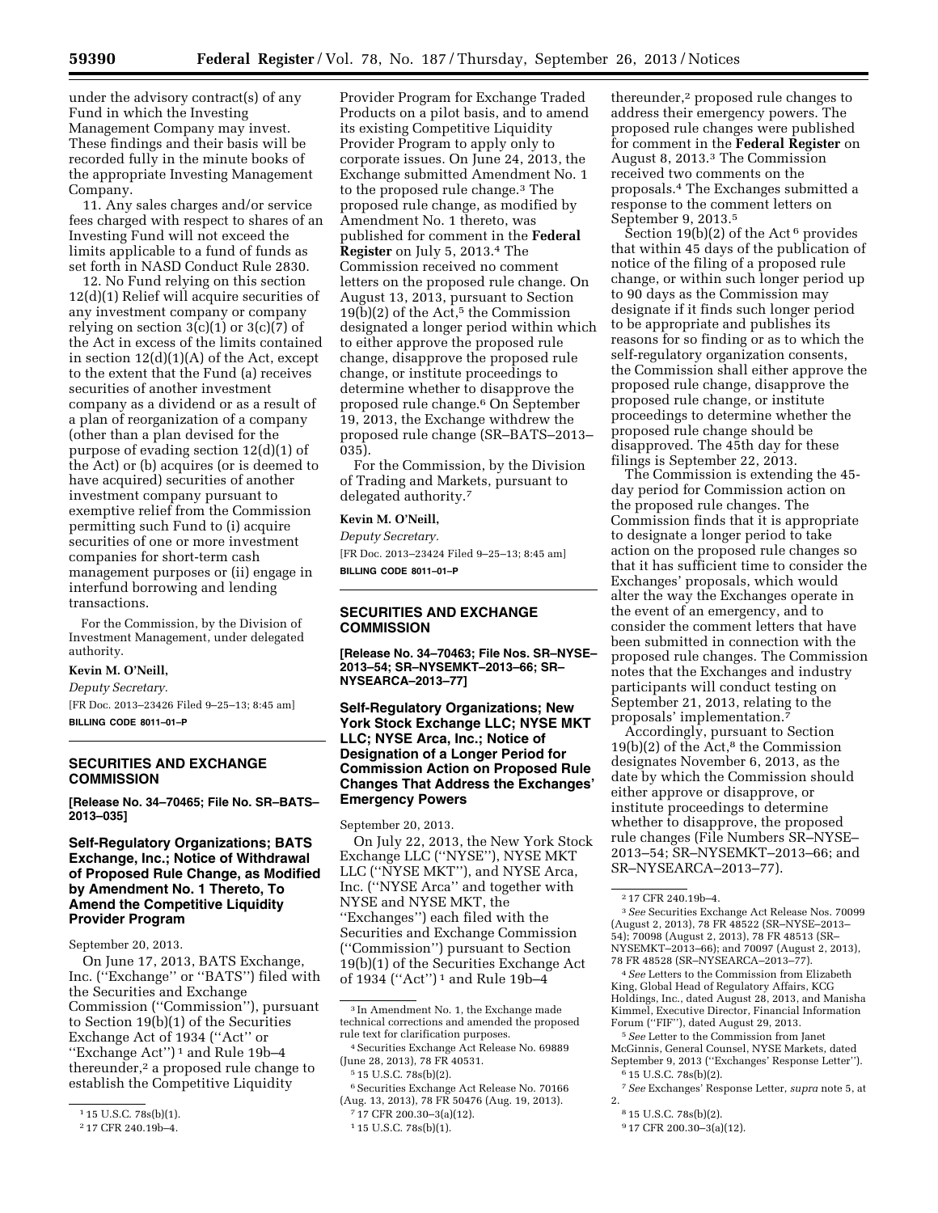under the advisory contract(s) of any Fund in which the Investing Management Company may invest. These findings and their basis will be recorded fully in the minute books of the appropriate Investing Management Company.

11. Any sales charges and/or service fees charged with respect to shares of an Investing Fund will not exceed the limits applicable to a fund of funds as set forth in NASD Conduct Rule 2830.

12. No Fund relying on this section 12(d)(1) Relief will acquire securities of any investment company or company relying on section 3(c)(1) or 3(c)(7) of the Act in excess of the limits contained in section 12(d)(1)(A) of the Act, except to the extent that the Fund (a) receives securities of another investment company as a dividend or as a result of a plan of reorganization of a company (other than a plan devised for the purpose of evading section 12(d)(1) of the Act) or (b) acquires (or is deemed to have acquired) securities of another investment company pursuant to exemptive relief from the Commission permitting such Fund to (i) acquire securities of one or more investment companies for short-term cash management purposes or (ii) engage in interfund borrowing and lending transactions.

For the Commission, by the Division of Investment Management, under delegated authority.

**Kevin M. O'Neill,**

*Deputy Secretary.*

[FR Doc. 2013–23426 Filed 9–25–13; 8:45 am]

**BILLING CODE 8011–01–P**

---

## SECURITIES AND EXCHANGE COMMISSION

**[Release No. 34–70465; File No. SR–BATS–2013–035]**

### Self-Regulatory Organizations; BATS Exchange, Inc.; Notice of Withdrawal of Proposed Rule Change, as Modified by Amendment No. 1 Thereto, To Amend the Competitive Liquidity Provider Program

September 20, 2013.

On June 17, 2013, BATS Exchange, Inc. (''Exchange'' or ''BATS'') filed with the Securities and Exchange Commission (''Commission''), pursuant to Section 19(b)(1) of the Securities Exchange Act of 1934 (''Act'' or ''Exchange Act'')[1] and Rule 19b–4 thereunder,[2] a proposed rule change to establish the Competitive Liquidity Provider Program for Exchange Traded Products on a pilot basis, and to amend its existing Competitive Liquidity Provider Program to apply only to corporate issues. On June 24, 2013, the Exchange submitted Amendment No. 1 to the proposed rule change.[3] The proposed rule change, as modified by Amendment No. 1 thereto, was published for comment in the **Federal Register** on July 5, 2013.[4] The Commission received no comment letters on the proposed rule change. On August 13, 2013, pursuant to Section 19(b)(2) of the Act,[5] the Commission designated a longer period within which to either approve the proposed rule change, disapprove the proposed rule change, or institute proceedings to determine whether to disapprove the proposed rule change.[6] On September 19, 2013, the Exchange withdrew the proposed rule change (SR–BATS–2013–035).

For the Commission, by the Division of Trading and Markets, pursuant to delegated authority.[7]

**Kevin M. O'Neill,**

*Deputy Secretary.*

[FR Doc. 2013–23424 Filed 9–25–13; 8:45 am]

**BILLING CODE 8011–01–P**

[1] 15 U.S.C. 78s(b)(1).

[2] 17 CFR 240.19b–4.

[3] In Amendment No. 1, the Exchange made technical corrections and amended the proposed rule text for clarification purposes.

[4] Securities Exchange Act Release No. 69889 (June 28, 2013), 78 FR 40531.

[5] 15 U.S.C. 78s(b)(2).

[6] Securities Exchange Act Release No. 70166 (Aug. 13, 2013), 78 FR 50476 (Aug. 19, 2013).

[7] 17 CFR 200.30–3(a)(12).

---

## SECURITIES AND EXCHANGE COMMISSION

**[Release No. 34–70463; File Nos. SR–NYSE–2013–54; SR–NYSEMKT–2013–66; SR–NYSEARCA–2013–77]**

### Self-Regulatory Organizations; New York Stock Exchange LLC; NYSE MKT LLC; NYSE Arca, Inc.; Notice of Designation of a Longer Period for Commission Action on Proposed Rule Changes That Address the Exchanges' Emergency Powers

September 20, 2013.

On July 22, 2013, the New York Stock Exchange LLC (''NYSE''), NYSE MKT LLC (''NYSE MKT''), and NYSE Arca, Inc. (''NYSE Arca'' and together with NYSE and NYSE MKT, the ''Exchanges'') each filed with the Securities and Exchange Commission (''Commission'') pursuant to Section 19(b)(1) of the Securities Exchange Act of 1934 (''Act'')[1] and Rule 19b–4 thereunder,[2] proposed rule changes to address their emergency powers. The proposed rule changes were published for comment in the **Federal Register** on August 8, 2013.[3] The Commission received two comments on the proposals.[4] The Exchanges submitted a response to the comment letters on September 9, 2013.[5]

Section 19(b)(2) of the Act[6] provides that within 45 days of the publication of notice of the filing of a proposed rule change, or within such longer period up to 90 days as the Commission may designate if it finds such longer period to be appropriate and publishes its reasons for so finding or as to which the self-regulatory organization consents, the Commission shall either approve the proposed rule change, disapprove the proposed rule change, or institute proceedings to determine whether the proposed rule change should be disapproved. The 45th day for these filings is September 22, 2013.

The Commission is extending the 45-day period for Commission action on the proposed rule changes. The Commission finds that it is appropriate to designate a longer period to take action on the proposed rule changes so that it has sufficient time to consider the Exchanges' proposals, which would alter the way the Exchanges operate in the event of an emergency, and to consider the comment letters that have been submitted in connection with the proposed rule changes. The Commission notes that the Exchanges and industry participants will conduct testing on September 21, 2013, relating to the proposals' implementation.[7]

Accordingly, pursuant to Section 19(b)(2) of the Act,[8] the Commission designates November 6, 2013, as the date by which the Commission should either approve or disapprove, or institute proceedings to determine whether to disapprove, the proposed rule changes (File Numbers SR–NYSE–2013–54; SR–NYSEMKT–2013–66; and SR–NYSEARCA–2013–77).

[1] 15 U.S.C. 78s(b)(1).

[2] 17 CFR 240.19b–4.

[3] *See* Securities Exchange Act Release Nos. 70099 (August 2, 2013), 78 FR 48522 (SR–NYSE–2013–54); 70098 (August 2, 2013), 78 FR 48513 (SR–NYSEMKT–2013–66); and 70097 (August 2, 2013), 78 FR 48528 (SR–NYSEARCA–2013–77).

[4] *See* Letters to the Commission from Elizabeth King, Global Head of Regulatory Affairs, KCG Holdings, Inc., dated August 28, 2013, and Manisha Kimmel, Executive Director, Financial Information Forum (''FIF''), dated August 29, 2013.

[5] *See* Letter to the Commission from Janet McGinnis, General Counsel, NYSE Markets, dated September 9, 2013 (''Exchanges' Response Letter'').

[6] 15 U.S.C. 78s(b)(2).

[7] *See* Exchanges' Response Letter, *supra* note 5, at 2.

[8] 15 U.S.C. 78s(b)(2).

[9] 17 CFR 200.30–3(a)(12).